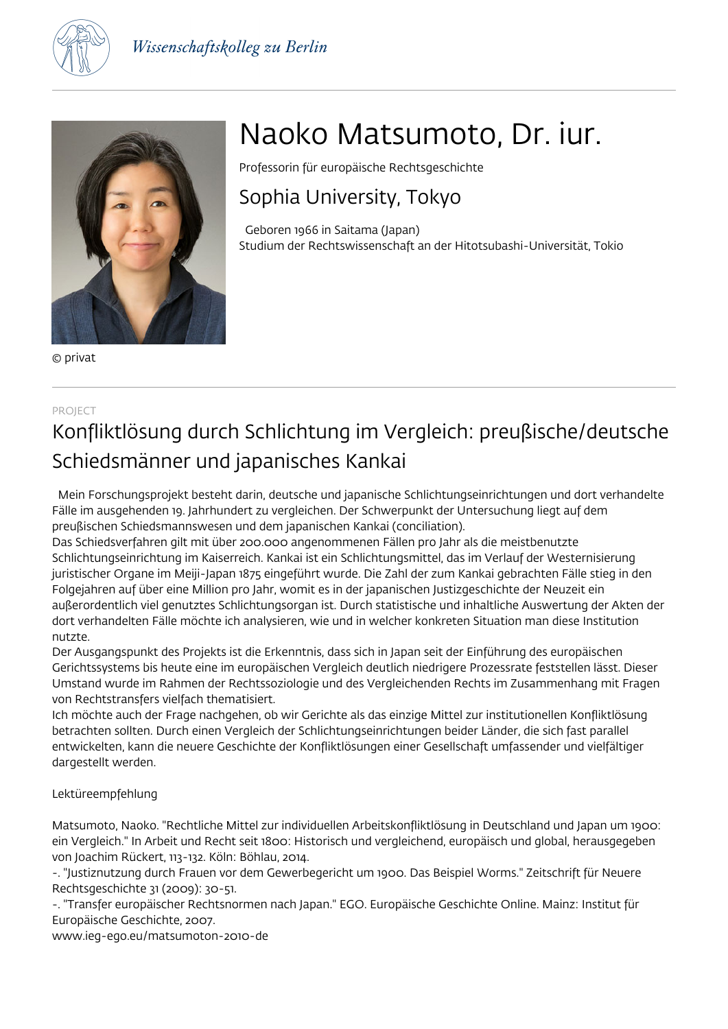Wissenschaftskolleg zu Berlin

© privat

# Naoko Matsumoto, Dr. iur.

Professorin für europäische Rechtsgeschichte

## Sophia University, Tokyo

Geboren 1966 in Saitama (Japan)
Studium der Rechtswissenschaft an der Hitotsubashi-Universität, Tokio

PROJECT

## Konfliktlösung durch Schlichtung im Vergleich: preußische/deutsche Schiedsmänner und japanisches Kankai

Mein Forschungsprojekt besteht darin, deutsche und japanische Schlichtungseinrichtungen und dort verhandelte Fälle im ausgehenden 19. Jahrhundert zu vergleichen. Der Schwerpunkt der Untersuchung liegt auf dem preußischen Schiedsmannswesen und dem japanischen Kankai (conciliation).
Das Schiedsverfahren gilt mit über 200.000 angenommenen Fällen pro Jahr als die meistbenutzte Schlichtungseinrichtung im Kaiserreich. Kankai ist ein Schlichtungsmittel, das im Verlauf der Westernisierung juristischer Organe im Meiji-Japan 1875 eingeführt wurde. Die Zahl der zum Kankai gebrachten Fälle stieg in den Folgejahren auf über eine Million pro Jahr, womit es in der japanischen Justizgeschichte der Neuzeit ein außerordentlich viel genutztes Schlichtungsorgan ist. Durch statistische und inhaltliche Auswertung der Akten der dort verhandelten Fälle möchte ich analysieren, wie und in welcher konkreten Situation man diese Institution nutzte.
Der Ausgangspunkt des Projekts ist die Erkenntnis, dass sich in Japan seit der Einführung des europäischen Gerichtssystems bis heute eine im europäischen Vergleich deutlich niedrigere Prozessrate feststellen lässt. Dieser Umstand wurde im Rahmen der Rechtssoziologie und des Vergleichenden Rechts im Zusammenhang mit Fragen von Rechtstransfers vielfach thematisiert.
Ich möchte auch der Frage nachgehen, ob wir Gerichte als das einzige Mittel zur institutionellen Konfliktlösung betrachten sollten. Durch einen Vergleich der Schlichtungseinrichtungen beider Länder, die sich fast parallel entwickelten, kann die neuere Geschichte der Konfliktlösungen einer Gesellschaft umfassender und vielfältiger dargestellt werden.

Lektüreempfehlung

Matsumoto, Naoko. "Rechtliche Mittel zur individuellen Arbeitskonfliktlösung in Deutschland und Japan um 1900: ein Vergleich." In Arbeit und Recht seit 1800: Historisch und vergleichend, europäisch und global, herausgegeben von Joachim Rückert, 113-132. Köln: Böhlau, 2014.
-. "Justiznutzung durch Frauen vor dem Gewerbegericht um 1900. Das Beispiel Worms." Zeitschrift für Neuere Rechtsgeschichte 31 (2009): 30-51.
-. "Transfer europäischer Rechtsnormen nach Japan." EGO. Europäische Geschichte Online. Mainz: Institut für Europäische Geschichte, 2007.
www.ieg-ego.eu/matsumoton-2010-de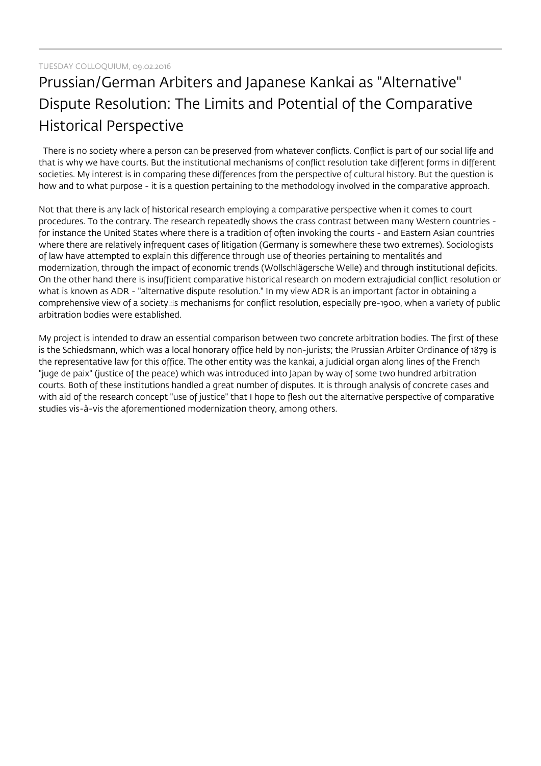TUESDAY COLLOQUIUM, 09.02.2016

# Prussian/German Arbiters and Japanese Kankai as "Alternative" Dispute Resolution: The Limits and Potential of the Comparative Historical Perspective

There is no society where a person can be preserved from whatever conflicts. Conflict is part of our social life and that is why we have courts. But the institutional mechanisms of conflict resolution take different forms in different societies. My interest is in comparing these differences from the perspective of cultural history. But the question is how and to what purpose - it is a question pertaining to the methodology involved in the comparative approach.

Not that there is any lack of historical research employing a comparative perspective when it comes to court procedures. To the contrary. The research repeatedly shows the crass contrast between many Western countries - for instance the United States where there is a tradition of often invoking the courts - and Eastern Asian countries where there are relatively infrequent cases of litigation (Germany is somewhere these two extremes). Sociologists of law have attempted to explain this difference through use of theories pertaining to mentalités and modernization, through the impact of economic trends (Wollschlägersche Welle) and through institutional deficits. On the other hand there is insufficient comparative historical research on modern extrajudicial conflict resolution or what is known as ADR - "alternative dispute resolution." In my view ADR is an important factor in obtaining a comprehensive view of a society's mechanisms for conflict resolution, especially pre-1900, when a variety of public arbitration bodies were established.

My project is intended to draw an essential comparison between two concrete arbitration bodies. The first of these is the Schiedsmann, which was a local honorary office held by non-jurists; the Prussian Arbiter Ordinance of 1879 is the representative law for this office. The other entity was the kankai, a judicial organ along lines of the French "juge de paix" (justice of the peace) which was introduced into Japan by way of some two hundred arbitration courts. Both of these institutions handled a great number of disputes. It is through analysis of concrete cases and with aid of the research concept "use of justice" that I hope to flesh out the alternative perspective of comparative studies vis-à-vis the aforementioned modernization theory, among others.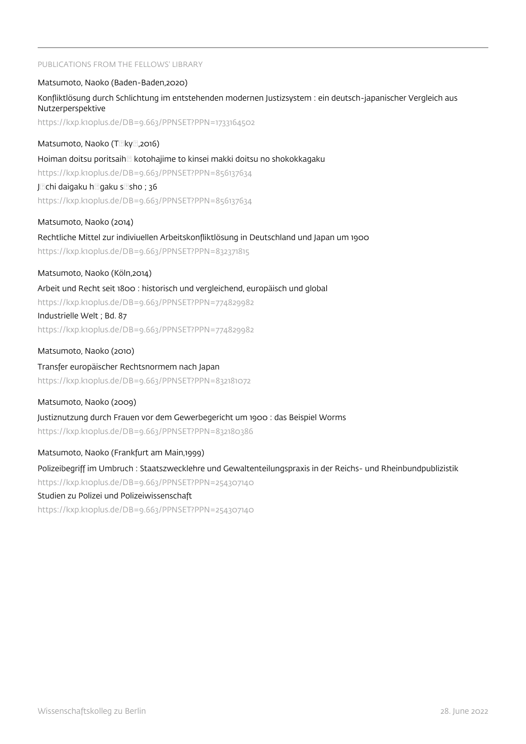PUBLICATIONS FROM THE FELLOWS' LIBRARY

Matsumoto, Naoko (Baden-Baden,2020)

Konfliktlösung durch Schlichtung im entstehenden modernen Justizsystem : ein deutsch-japanischer Vergleich aus Nutzerperspektive

https://kxp.k10plus.de/DB=9.663/PPNSET?PPN=1733164502

Matsumoto, Naoko (T�ky�,2016)

Hoiman doitsu poritsaih� kotohajime to kinsei makki doitsu no shokokkagaku

https://kxp.k10plus.de/DB=9.663/PPNSET?PPN=856137634

J�chi daigaku h�gaku s�sho ; 36

https://kxp.k10plus.de/DB=9.663/PPNSET?PPN=856137634

Matsumoto, Naoko (2014)

Rechtliche Mittel zur indiviuellen Arbeitskonfliktlösung in Deutschland und Japan um 1900

https://kxp.k10plus.de/DB=9.663/PPNSET?PPN=832371815

Matsumoto, Naoko (Köln,2014)

Arbeit und Recht seit 1800 : historisch und vergleichend, europäisch und global

https://kxp.k10plus.de/DB=9.663/PPNSET?PPN=774829982

Industrielle Welt ; Bd. 87

https://kxp.k10plus.de/DB=9.663/PPNSET?PPN=774829982

Matsumoto, Naoko (2010)

Transfer europäischer Rechtsnormem nach Japan

https://kxp.k10plus.de/DB=9.663/PPNSET?PPN=832181072

Matsumoto, Naoko (2009)

Justiznutzung durch Frauen vor dem Gewerbegericht um 1900 : das Beispiel Worms

https://kxp.k10plus.de/DB=9.663/PPNSET?PPN=832180386

Matsumoto, Naoko (Frankfurt am Main,1999)

Polizeibegriff im Umbruch : Staatszwecklehre und Gewaltenteilungspraxis in der Reichs- und Rheinbundpublizistik

https://kxp.k10plus.de/DB=9.663/PPNSET?PPN=254307140

Studien zu Polizei und Polizeiwissenschaft

https://kxp.k10plus.de/DB=9.663/PPNSET?PPN=254307140